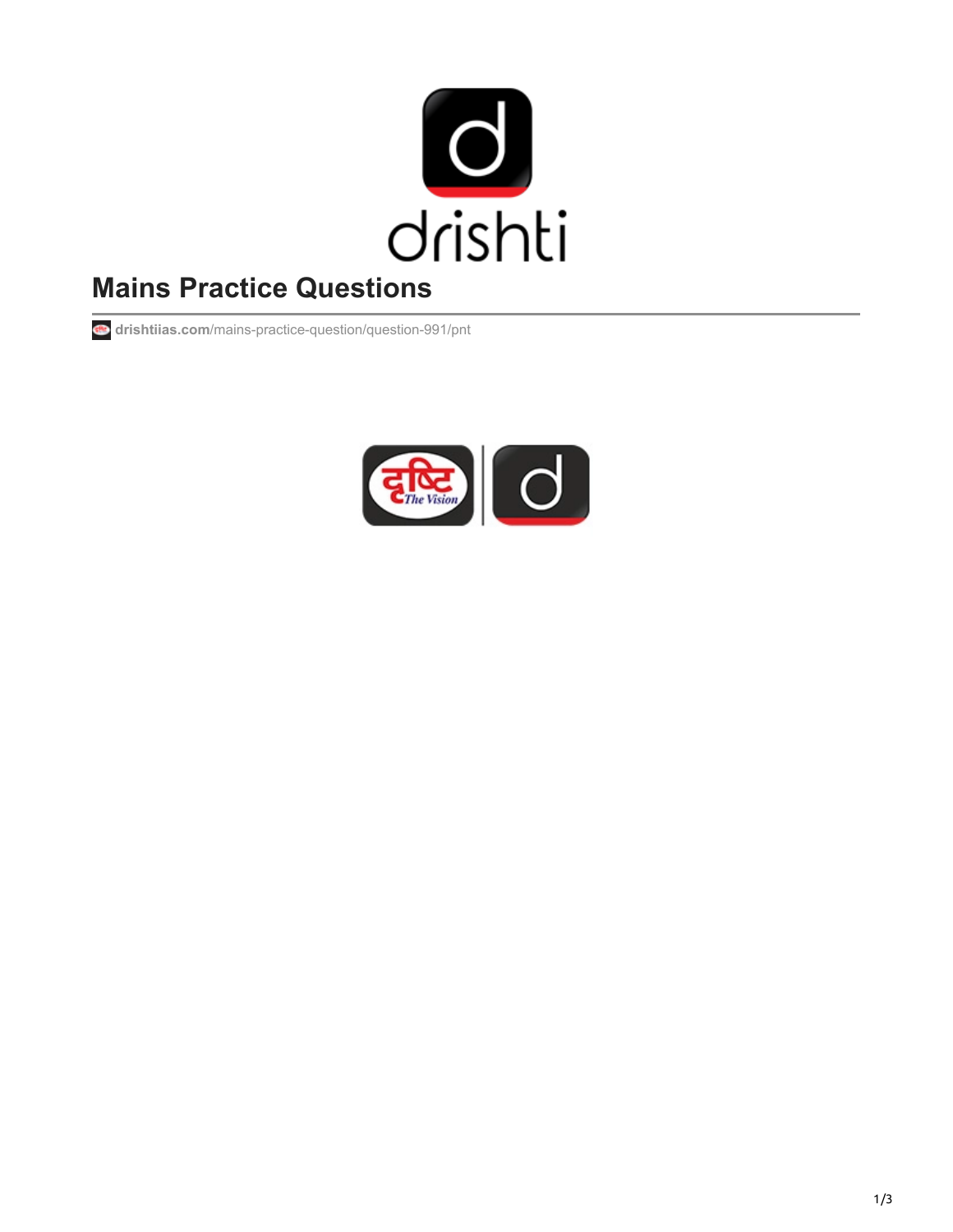# Mains Practice Questions

drishtiias.com/mains-practice-question/question-991/pnt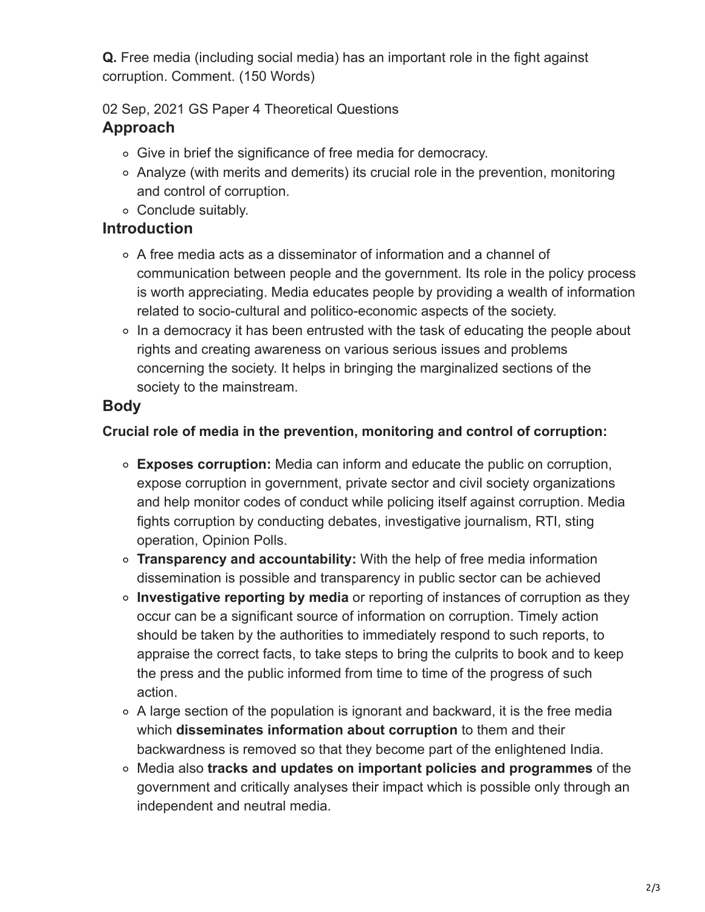**Q.** Free media (including social media) has an important role in the fight against corruption. Comment. (150 Words)

02 Sep, 2021 GS Paper 4 Theoretical Questions

## Approach

- Give in brief the significance of free media for democracy.
- Analyze (with merits and demerits) its crucial role in the prevention, monitoring and control of corruption.
- Conclude suitably.

## Introduction

- A free media acts as a disseminator of information and a channel of communication between people and the government. Its role in the policy process is worth appreciating. Media educates people by providing a wealth of information related to socio-cultural and politico-economic aspects of the society.
- In a democracy it has been entrusted with the task of educating the people about rights and creating awareness on various serious issues and problems concerning the society. It helps in bringing the marginalized sections of the society to the mainstream.

## Body

**Crucial role of media in the prevention, monitoring and control of corruption:**

- **Exposes corruption:** Media can inform and educate the public on corruption, expose corruption in government, private sector and civil society organizations and help monitor codes of conduct while policing itself against corruption. Media fights corruption by conducting debates, investigative journalism, RTI, sting operation, Opinion Polls.
- **Transparency and accountability:** With the help of free media information dissemination is possible and transparency in public sector can be achieved
- **Investigative reporting by media** or reporting of instances of corruption as they occur can be a significant source of information on corruption. Timely action should be taken by the authorities to immediately respond to such reports, to appraise the correct facts, to take steps to bring the culprits to book and to keep the press and the public informed from time to time of the progress of such action.
- A large section of the population is ignorant and backward, it is the free media which **disseminates information about corruption** to them and their backwardness is removed so that they become part of the enlightened India.
- Media also **tracks and updates on important policies and programmes** of the government and critically analyses their impact which is possible only through an independent and neutral media.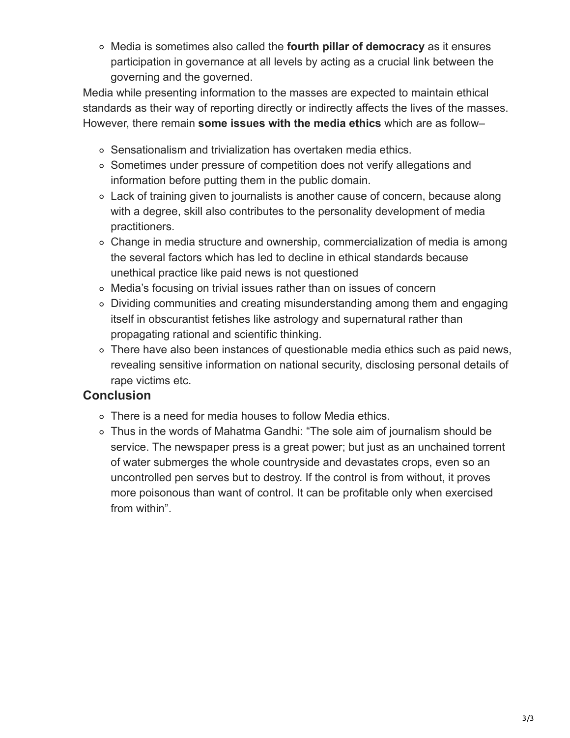- Media is sometimes also called the **fourth pillar of democracy** as it ensures participation in governance at all levels by acting as a crucial link between the governing and the governed.

Media while presenting information to the masses are expected to maintain ethical standards as their way of reporting directly or indirectly affects the lives of the masses. However, there remain **some issues with the media ethics** which are as follow–

- Sensationalism and trivialization has overtaken media ethics.
- Sometimes under pressure of competition does not verify allegations and information before putting them in the public domain.
- Lack of training given to journalists is another cause of concern, because along with a degree, skill also contributes to the personality development of media practitioners.
- Change in media structure and ownership, commercialization of media is among the several factors which has led to decline in ethical standards because unethical practice like paid news is not questioned
- Media's focusing on trivial issues rather than on issues of concern
- Dividing communities and creating misunderstanding among them and engaging itself in obscurantist fetishes like astrology and supernatural rather than propagating rational and scientific thinking.
- There have also been instances of questionable media ethics such as paid news, revealing sensitive information on national security, disclosing personal details of rape victims etc.

## Conclusion

- There is a need for media houses to follow Media ethics.
- Thus in the words of Mahatma Gandhi: "The sole aim of journalism should be service. The newspaper press is a great power; but just as an unchained torrent of water submerges the whole countryside and devastates crops, even so an uncontrolled pen serves but to destroy. If the control is from without, it proves more poisonous than want of control. It can be profitable only when exercised from within".